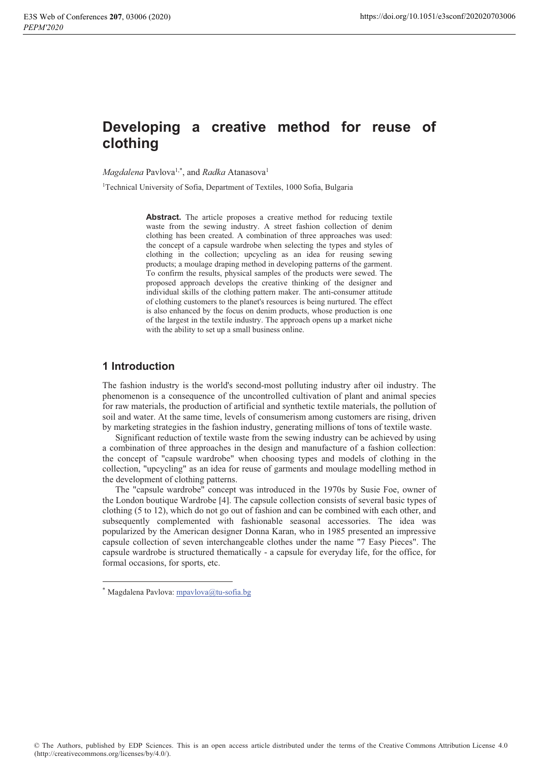# Developing a creative method for reuse of clothing

*Magdalena* Pavlova[1,*], and *Radka* Atanasova[1]

[1]Technical University of Sofia, Department of Textiles, 1000 Sofia, Bulgaria

**Abstract.** The article proposes a creative method for reducing textile waste from the sewing industry. A street fashion collection of denim clothing has been created. A combination of three approaches was used: the concept of a capsule wardrobe when selecting the types and styles of clothing in the collection; upcycling as an idea for reusing sewing products; a moulage draping method in developing patterns of the garment. To confirm the results, physical samples of the products were sewed. The proposed approach develops the creative thinking of the designer and individual skills of the clothing pattern maker. The anti-consumer attitude of clothing customers to the planet's resources is being nurtured. The effect is also enhanced by the focus on denim products, whose production is one of the largest in the textile industry. The approach opens up a market niche with the ability to set up a small business online.

## 1 Introduction

The fashion industry is the world's second-most polluting industry after oil industry. The phenomenon is a consequence of the uncontrolled cultivation of plant and animal species for raw materials, the production of artificial and synthetic textile materials, the pollution of soil and water. At the same time, levels of consumerism among customers are rising, driven by marketing strategies in the fashion industry, generating millions of tons of textile waste.

Significant reduction of textile waste from the sewing industry can be achieved by using a combination of three approaches in the design and manufacture of a fashion collection: the concept of "capsule wardrobe" when choosing types and models of clothing in the collection, "upcycling" as an idea for reuse of garments and moulage modelling method in the development of clothing patterns.

The "capsule wardrobe" concept was introduced in the 1970s by Susie Foe, owner of the London boutique Wardrobe [4]. The capsule collection consists of several basic types of clothing (5 to 12), which do not go out of fashion and can be combined with each other, and subsequently complemented with fashionable seasonal accessories. The idea was popularized by the American designer Donna Karan, who in 1985 presented an impressive capsule collection of seven interchangeable clothes under the name "7 Easy Pieces". The capsule wardrobe is structured thematically - a capsule for everyday life, for the office, for formal occasions, for sports, etc.

[*] Magdalena Pavlova: mpavlova@tu-sofia.bg

© The Authors, published by EDP Sciences. This is an open access article distributed under the terms of the Creative Commons Attribution License 4.0 (http://creativecommons.org/licenses/by/4.0/).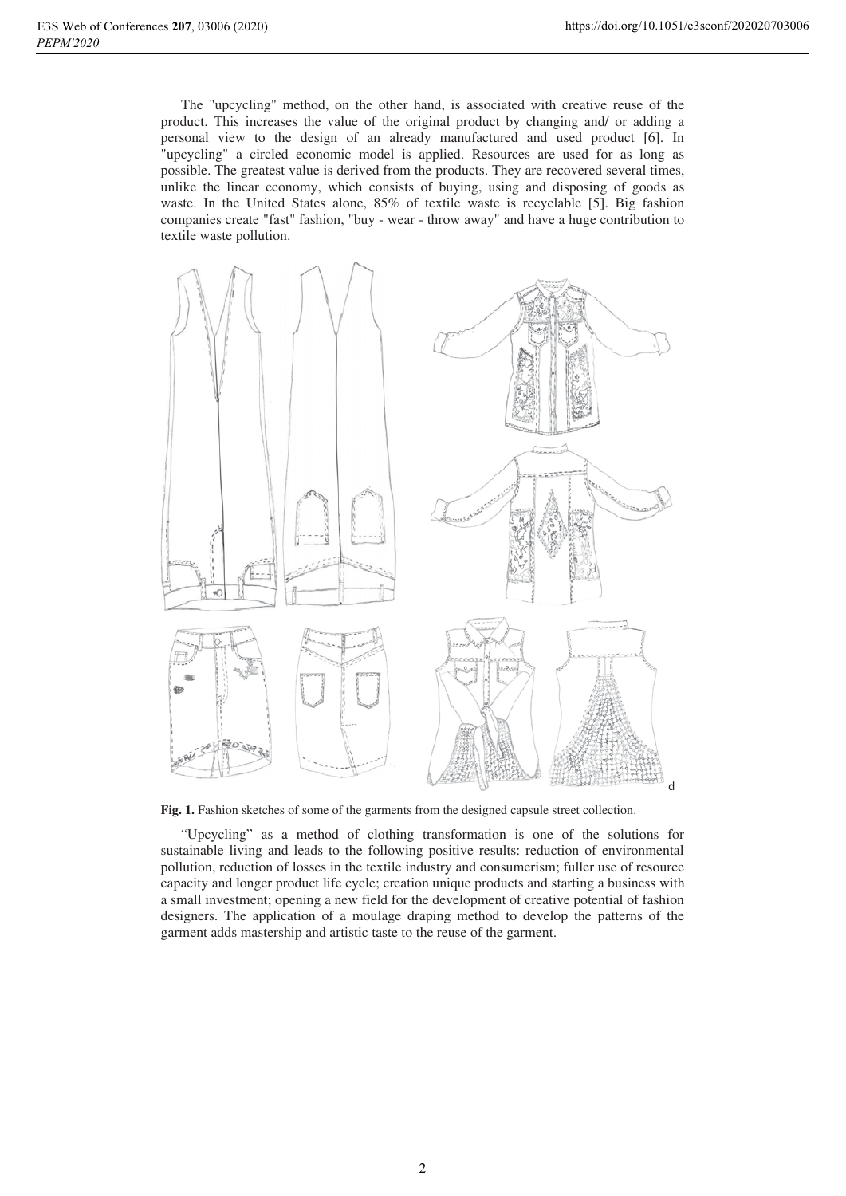The "upcycling" method, on the other hand, is associated with creative reuse of the product. This increases the value of the original product by changing and/ or adding a personal view to the design of an already manufactured and used product [6]. In "upcycling" a circled economic model is applied. Resources are used for as long as possible. The greatest value is derived from the products. They are recovered several times, unlike the linear economy, which consists of buying, using and disposing of goods as waste. In the United States alone, 85% of textile waste is recyclable [5]. Big fashion companies create "fast" fashion, "buy - wear - throw away" and have a huge contribution to textile waste pollution.

**Fig. 1.** Fashion sketches of some of the garments from the designed capsule street collection.

"Upcycling" as a method of clothing transformation is one of the solutions for sustainable living and leads to the following positive results: reduction of environmental pollution, reduction of losses in the textile industry and consumerism; fuller use of resource capacity and longer product life cycle; creation unique products and starting a business with a small investment; opening a new field for the development of creative potential of fashion designers. The application of a moulage draping method to develop the patterns of the garment adds mastership and artistic taste to the reuse of the garment.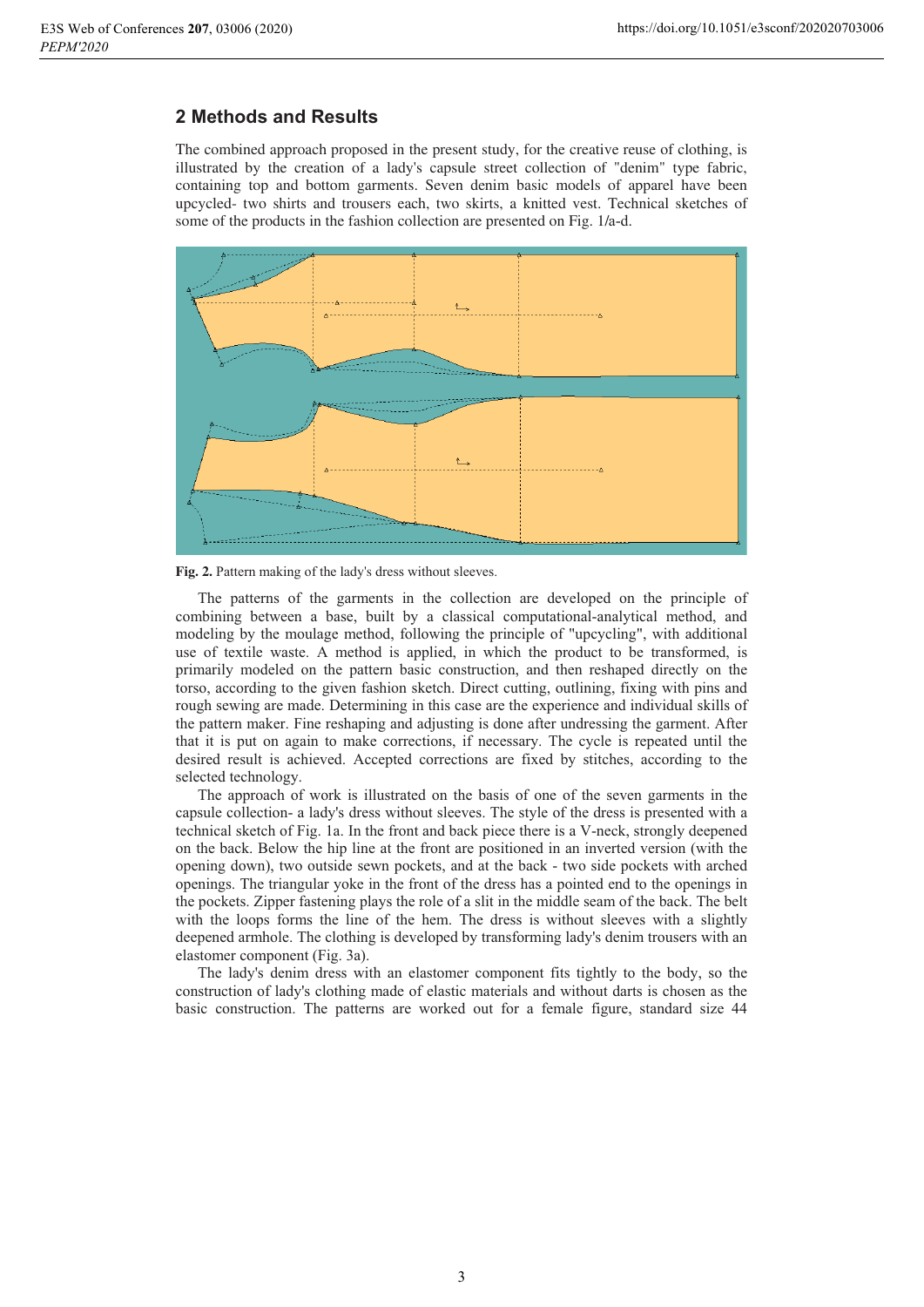## 2 Methods and Results

The combined approach proposed in the present study, for the creative reuse of clothing, is illustrated by the creation of a lady's capsule street collection of "denim" type fabric, containing top and bottom garments. Seven denim basic models of apparel have been upcycled- two shirts and trousers each, two skirts, a knitted vest. Technical sketches of some of the products in the fashion collection are presented on Fig. 1/a-d.

**Fig. 2.** Pattern making of the lady's dress without sleeves.

The patterns of the garments in the collection are developed on the principle of combining between a base, built by a classical computational-analytical method, and modeling by the moulage method, following the principle of "upcycling", with additional use of textile waste. A method is applied, in which the product to be transformed, is primarily modeled on the pattern basic construction, and then reshaped directly on the torso, according to the given fashion sketch. Direct cutting, outlining, fixing with pins and rough sewing are made. Determining in this case are the experience and individual skills of the pattern maker. Fine reshaping and adjusting is done after undressing the garment. After that it is put on again to make corrections, if necessary. The cycle is repeated until the desired result is achieved. Accepted corrections are fixed by stitches, according to the selected technology.

The approach of work is illustrated on the basis of one of the seven garments in the capsule collection- a lady's dress without sleeves. The style of the dress is presented with a technical sketch of Fig. 1a. In the front and back piece there is a V-neck, strongly deepened on the back. Below the hip line at the front are positioned in an inverted version (with the opening down), two outside sewn pockets, and at the back - two side pockets with arched openings. The triangular yoke in the front of the dress has a pointed end to the openings in the pockets. Zipper fastening plays the role of a slit in the middle seam of the back. The belt with the loops forms the line of the hem. The dress is without sleeves with a slightly deepened armhole. The clothing is developed by transforming lady's denim trousers with an elastomer component (Fig. 3a).

The lady's denim dress with an elastomer component fits tightly to the body, so the construction of lady's clothing made of elastic materials and without darts is chosen as the basic construction. The patterns are worked out for a female figure, standard size 44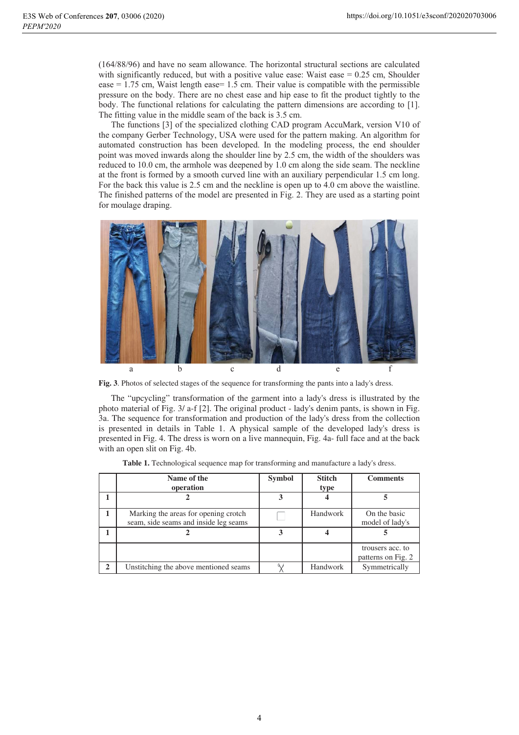(164/88/96) and have no seam allowance. The horizontal structural sections are calculated with significantly reduced, but with a positive value ease: Waist ease = 0.25 cm, Shoulder ease = 1.75 cm, Waist length ease= 1.5 cm. Their value is compatible with the permissible pressure on the body. There are no chest ease and hip ease to fit the product tightly to the body. The functional relations for calculating the pattern dimensions are according to [1]. The fitting value in the middle seam of the back is 3.5 cm.

The functions [3] of the specialized clothing CAD program AccuMark, version V10 of the company Gerber Technology, USA were used for the pattern making. An algorithm for automated construction has been developed. In the modeling process, the end shoulder point was moved inwards along the shoulder line by 2.5 cm, the width of the shoulders was reduced to 10.0 cm, the armhole was deepened by 1.0 cm along the side seam. The neckline at the front is formed by a smooth curved line with an auxiliary perpendicular 1.5 cm long. For the back this value is 2.5 cm and the neckline is open up to 4.0 cm above the waistline. The finished patterns of the model are presented in Fig. 2. They are used as a starting point for moulage draping.

a b c d e f

**Fig. 3**. Photos of selected stages of the sequence for transforming the pants into a lady's dress.

The "upcycling" transformation of the garment into a lady's dress is illustrated by the photo material of Fig. 3/ a-f [2]. The original product - lady's denim pants, is shown in Fig. 3a. The sequence for transformation and production of the lady's dress from the collection is presented in details in Table 1. A physical sample of the developed lady's dress is presented in Fig. 4. The dress is worn on a live mannequin, Fig. 4a- full face and at the back with an open slit on Fig. 4b.

**Table 1.** Technological sequence map for transforming and manufacture a lady's dress.

| | Name of the operation | Symbol | Stitch type | Comments |
|---|---|---|---|---|
| 1 | 2 | 3 | 4 | 5 |
| 1 | Marking the areas for opening crotch seam, side seams and inside leg seams | ☐ | Handwork | On the basic model of lady's trousers acc. to patterns on Fig. 2 |
| 2 | Unstitching the above mentioned seams | ✂ | Handwork | Symmetrically |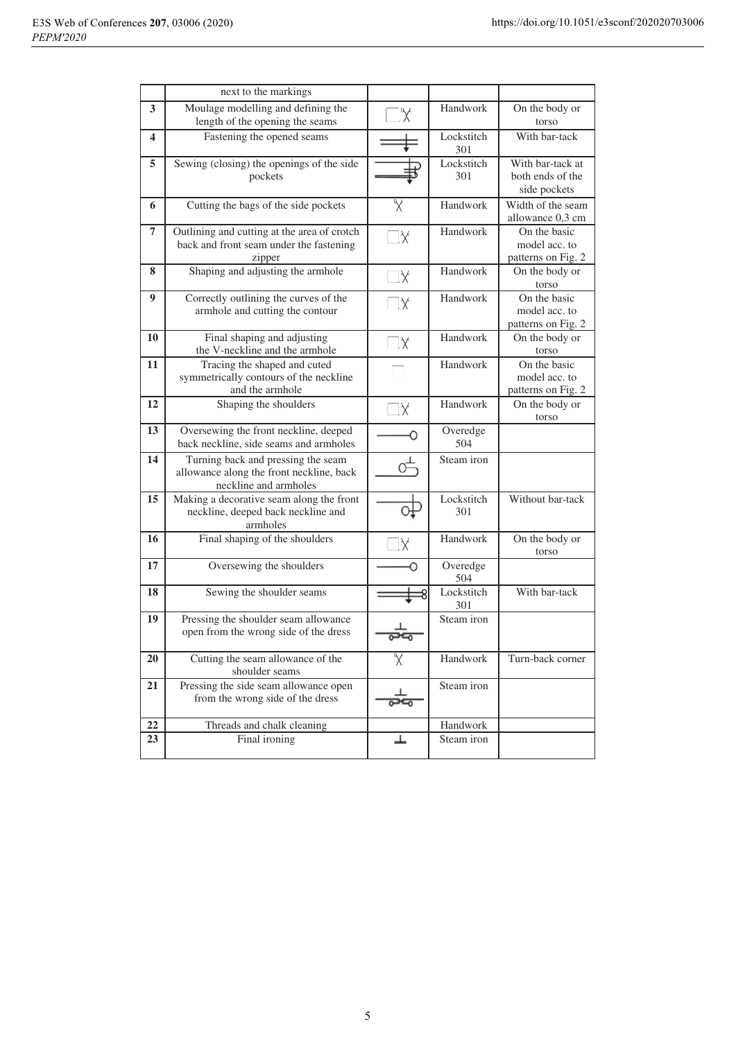| | next to the markings | | | |
|---|---|---|---|---|
| **3** | Moulage modelling and defining the length of the opening the seams | | Handwork | On the body or torso |
| **4** | Fastening the opened seams | | Lockstitch 301 | With bar-tack |
| **5** | Sewing (closing) the openings of the side pockets | | Lockstitch 301 | With bar-tack at both ends of the side pockets |
| **6** | Cutting the bags of the side pockets | | Handwork | Width of the seam allowance 0,3 cm |
| **7** | Outlining and cutting at the area of crotch back and front seam under the fastening zipper | | Handwork | On the basic model acc. to patterns on Fig. 2 |
| **8** | Shaping and adjusting the armhole | | Handwork | On the body or torso |
| **9** | Correctly outlining the curves of the armhole and cutting the contour | | Handwork | On the basic model acc. to patterns on Fig. 2 |
| **10** | Final shaping and adjusting the V-neckline and the armhole | | Handwork | On the body or torso |
| **11** | Tracing the shaped and cuted symmetrically contours of the neckline and the armhole | | Handwork | On the basic model acc. to patterns on Fig. 2 |
| **12** | Shaping the shoulders | | Handwork | On the body or torso |
| **13** | Oversewing the front neckline, deeped back neckline, side seams and armholes | | Overedge 504 | |
| **14** | Turning back and pressing the seam allowance along the front neckline, back neckline and armholes | | Steam iron | |
| **15** | Making a decorative seam along the front neckline, deeped back neckline and armholes | | Lockstitch 301 | Without bar-tack |
| **16** | Final shaping of the shoulders | | Handwork | On the body or torso |
| **17** | Oversewing the shoulders | | Overedge 504 | |
| **18** | Sewing the shoulder seams | | Lockstitch 301 | With bar-tack |
| **19** | Pressing the shoulder seam allowance open from the wrong side of the dress | | Steam iron | |
| **20** | Cutting the seam allowance of the shoulder seams | | Handwork | Turn-back corner |
| **21** | Pressing the side seam allowance open from the wrong side of the dress | | Steam iron | |
| **22** | Threads and chalk cleaning | | Handwork | |
| **23** | Final ironing | | Steam iron | |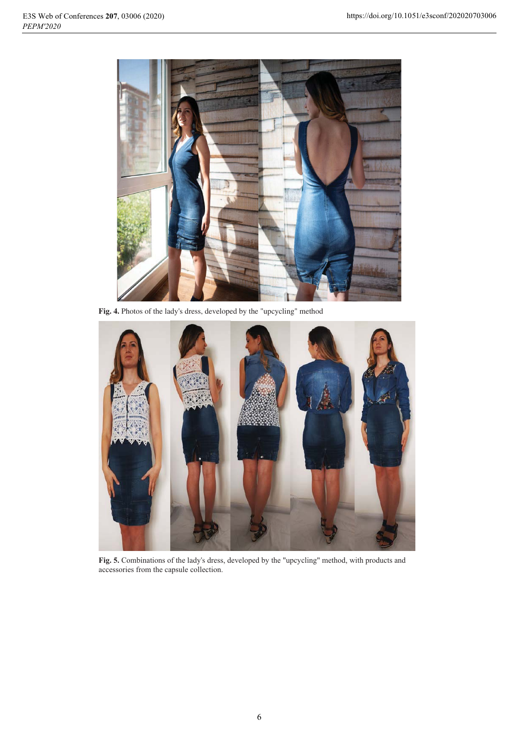**Fig. 4.** Photos of the lady's dress, developed by the "upcycling" method

**Fig. 5.** Combinations of the lady's dress, developed by the "upcycling" method, with products and accessories from the capsule collection.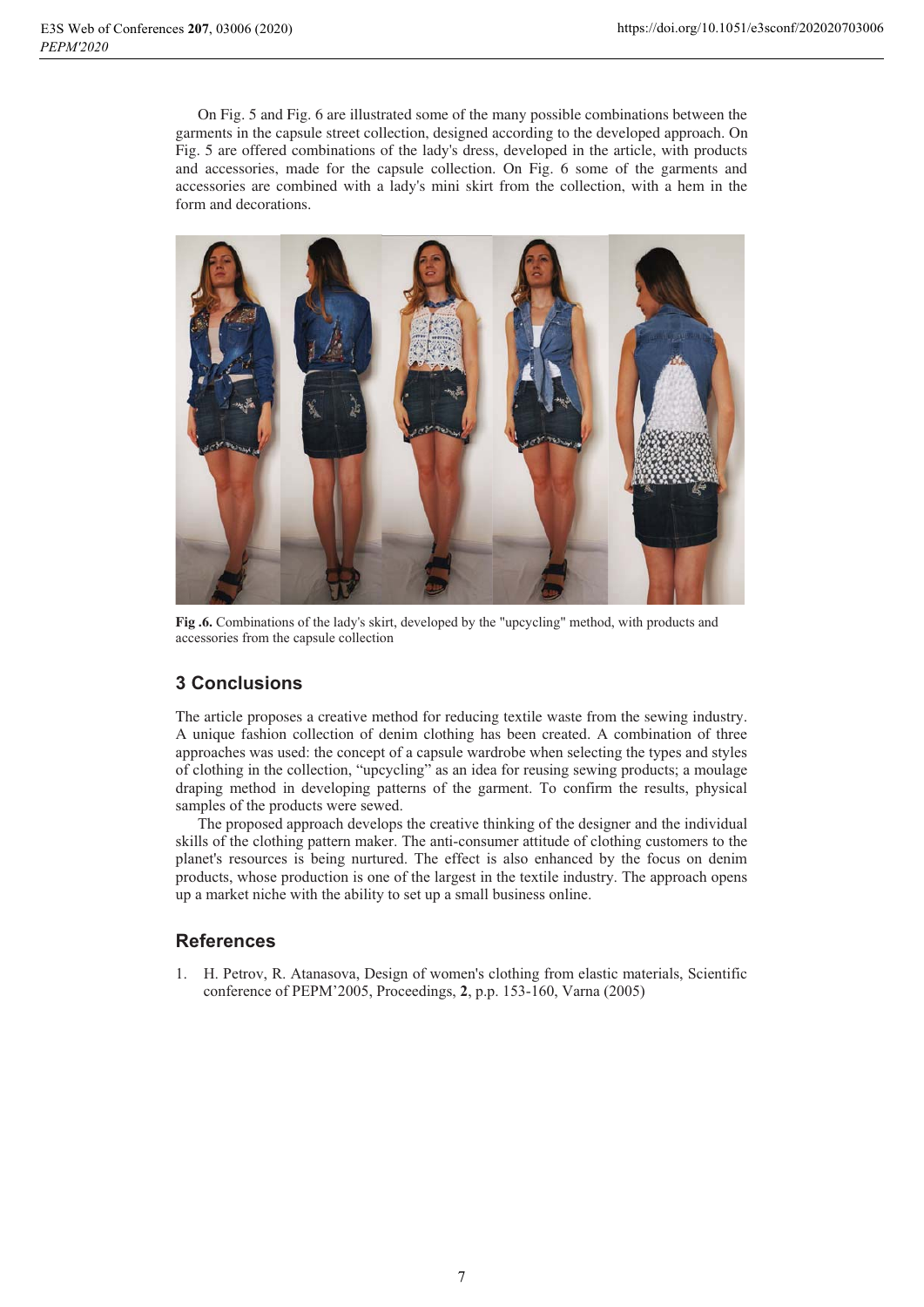On Fig. 5 and Fig. 6 are illustrated some of the many possible combinations between the garments in the capsule street collection, designed according to the developed approach. On Fig. 5 are offered combinations of the lady's dress, developed in the article, with products and accessories, made for the capsule collection. On Fig. 6 some of the garments and accessories are combined with a lady's mini skirt from the collection, with a hem in the form and decorations.

**Fig .6.** Combinations of the lady's skirt, developed by the "upcycling" method, with products and accessories from the capsule collection

## 3 Conclusions

The article proposes a creative method for reducing textile waste from the sewing industry. A unique fashion collection of denim clothing has been created. A combination of three approaches was used: the concept of a capsule wardrobe when selecting the types and styles of clothing in the collection, "upcycling" as an idea for reusing sewing products; a moulage draping method in developing patterns of the garment. To confirm the results, physical samples of the products were sewed.

The proposed approach develops the creative thinking of the designer and the individual skills of the clothing pattern maker. The anti-consumer attitude of clothing customers to the planet's resources is being nurtured. The effect is also enhanced by the focus on denim products, whose production is one of the largest in the textile industry. The approach opens up a market niche with the ability to set up a small business online.

## References

1. H. Petrov, R. Atanasova, Design of women's clothing from elastic materials, Scientific conference of PEPM'2005, Proceedings, **2**, p.p. 153-160, Varna (2005)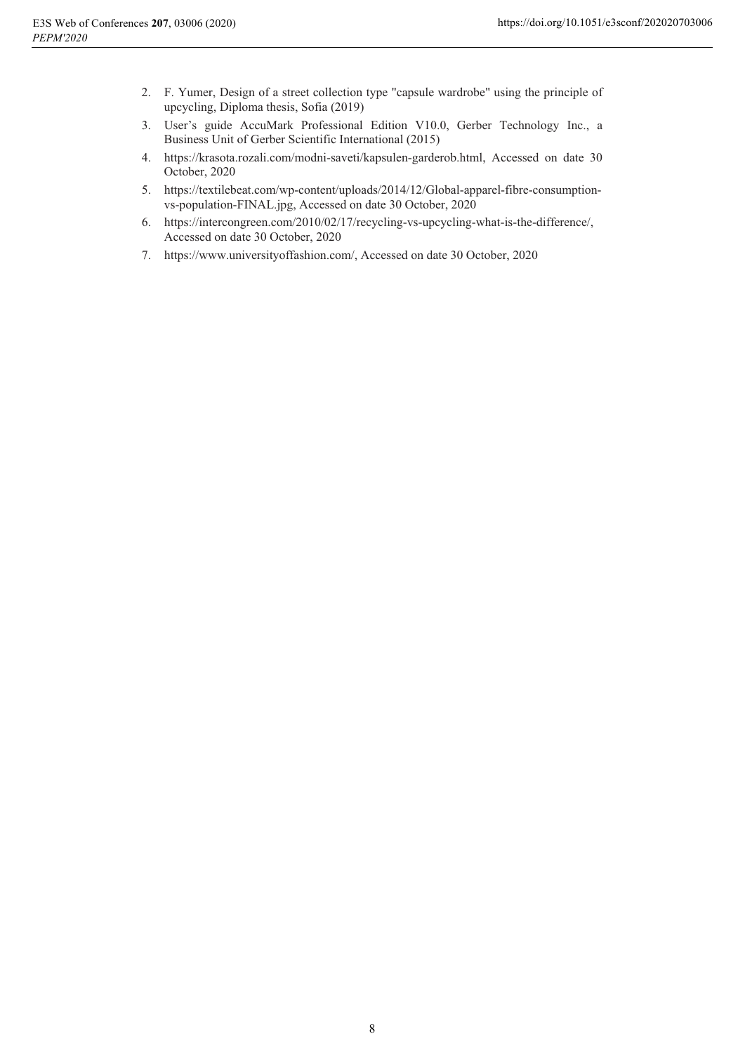2. F. Yumer, Design of a street collection type "capsule wardrobe" using the principle of upcycling, Diploma thesis, Sofia (2019)
3. User's guide AccuMark Professional Edition V10.0, Gerber Technology Inc., a Business Unit of Gerber Scientific International (2015)
4. https://krasota.rozali.com/modni-saveti/kapsulen-garderob.html, Accessed on date 30 October, 2020
5. https://textilebeat.com/wp-content/uploads/2014/12/Global-apparel-fibre-consumption-vs-population-FINAL.jpg, Accessed on date 30 October, 2020
6. https://intercongreen.com/2010/02/17/recycling-vs-upcycling-what-is-the-difference/, Accessed on date 30 October, 2020
7. https://www.universityoffashion.com/, Accessed on date 30 October, 2020